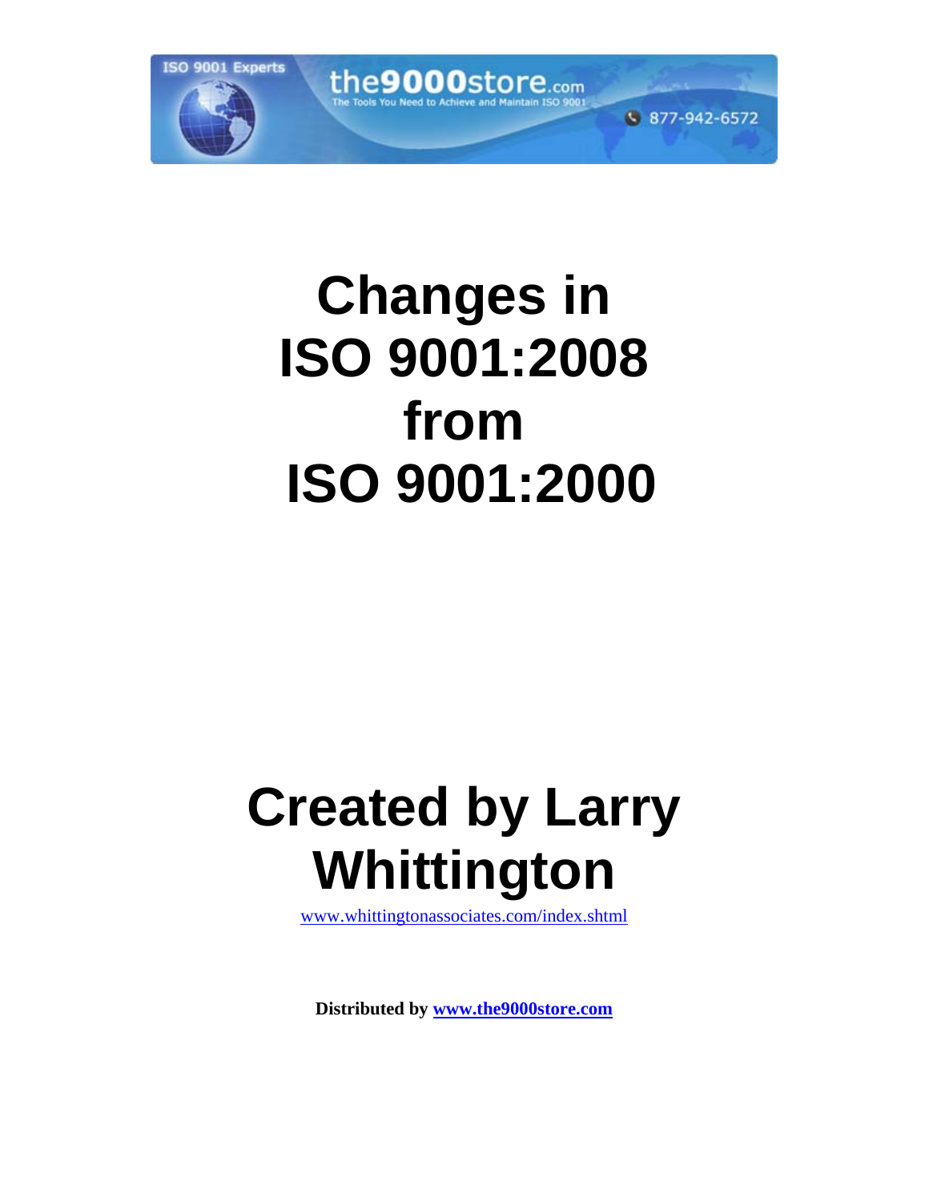ISO 9001 Experts

the9000store.com

The Tools You Need to Achieve and Maintain ISO 9001

877-942-6572

# Changes in ISO 9001:2008 from ISO 9001:2000

# Created by Larry Whittington

www.whittingtonassociates.com/index.shtml

**Distributed by www.the9000store.com**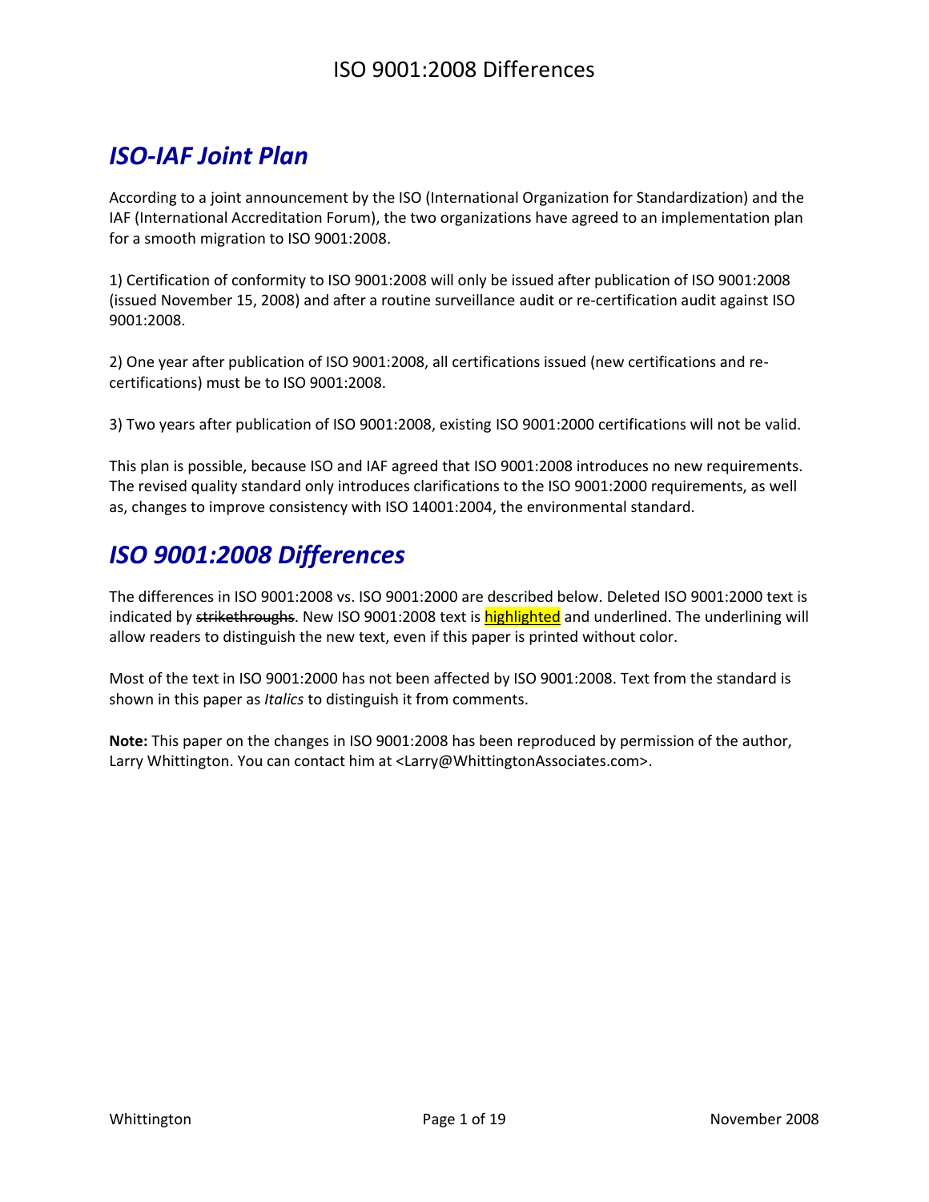## *ISO-IAF Joint Plan*

According to a joint announcement by the ISO (International Organization for Standardization) and the IAF (International Accreditation Forum), the two organizations have agreed to an implementation plan for a smooth migration to ISO 9001:2008.

1) Certification of conformity to ISO 9001:2008 will only be issued after publication of ISO 9001:2008 (issued November 15, 2008) and after a routine surveillance audit or re-certification audit against ISO 9001:2008.

2) One year after publication of ISO 9001:2008, all certifications issued (new certifications and re-certifications) must be to ISO 9001:2008.

3) Two years after publication of ISO 9001:2008, existing ISO 9001:2000 certifications will not be valid.

This plan is possible, because ISO and IAF agreed that ISO 9001:2008 introduces no new requirements. The revised quality standard only introduces clarifications to the ISO 9001:2000 requirements, as well as, changes to improve consistency with ISO 14001:2004, the environmental standard.

## *ISO 9001:2008 Differences*

The differences in ISO 9001:2008 vs. ISO 9001:2000 are described below. Deleted ISO 9001:2000 text is indicated by ~~strikethroughs~~. New ISO 9001:2008 text is <u>highlighted</u> and underlined. The underlining will allow readers to distinguish the new text, even if this paper is printed without color.

Most of the text in ISO 9001:2000 has not been affected by ISO 9001:2008. Text from the standard is shown in this paper as *Italics* to distinguish it from comments.

**Note:** This paper on the changes in ISO 9001:2008 has been reproduced by permission of the author, Larry Whittington. You can contact him at <Larry@WhittingtonAssociates.com>.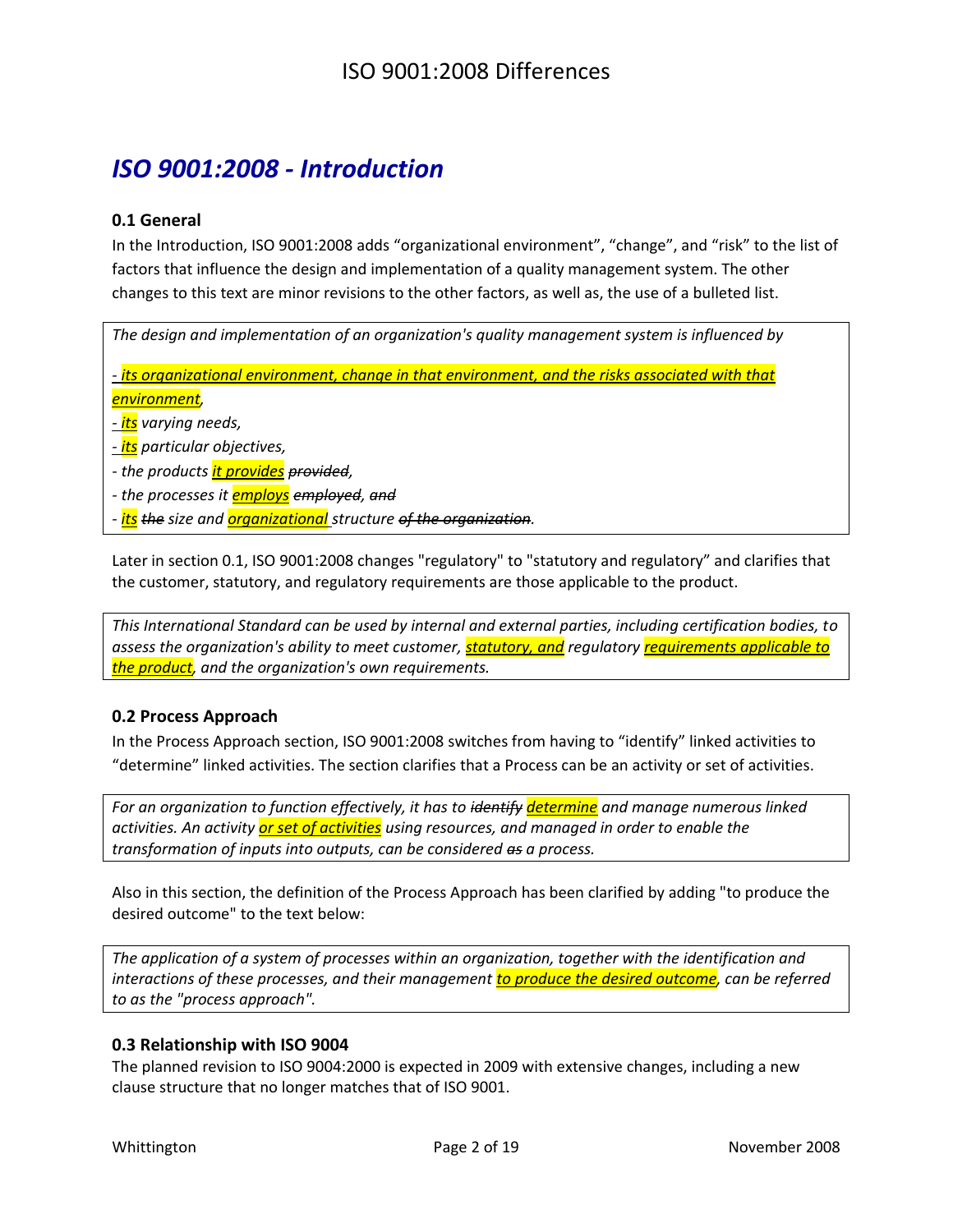## *ISO 9001:2008 - Introduction*

### 0.1 General

In the Introduction, ISO 9001:2008 adds "organizational environment", "change", and "risk" to the list of factors that influence the design and implementation of a quality management system. The other changes to this text are minor revisions to the other factors, as well as, the use of a bulleted list.

> *The design and implementation of an organization's quality management system is influenced by*
>
> *- its organizational environment, change in that environment, and the risks associated with that environment,*
> *- its varying needs,*
> *- its particular objectives,*
> *- the products it provides ~~provided~~,*
> *- the processes it employs ~~employed~~, ~~and~~*
> *- its ~~the~~ size and organizational structure ~~of the organization~~.*

Later in section 0.1, ISO 9001:2008 changes "regulatory" to "statutory and regulatory" and clarifies that the customer, statutory, and regulatory requirements are those applicable to the product.

> *This International Standard can be used by internal and external parties, including certification bodies, to assess the organization's ability to meet customer, statutory, and regulatory requirements applicable to the product, and the organization's own requirements.*

### 0.2 Process Approach

In the Process Approach section, ISO 9001:2008 switches from having to "identify" linked activities to "determine" linked activities. The section clarifies that a Process can be an activity or set of activities.

> *For an organization to function effectively, it has to ~~identify~~ determine and manage numerous linked activities. An activity or set of activities using resources, and managed in order to enable the transformation of inputs into outputs, can be considered ~~as~~ a process.*

Also in this section, the definition of the Process Approach has been clarified by adding "to produce the desired outcome" to the text below:

> *The application of a system of processes within an organization, together with the identification and interactions of these processes, and their management to produce the desired outcome, can be referred to as the "process approach".*

### 0.3 Relationship with ISO 9004

The planned revision to ISO 9004:2000 is expected in 2009 with extensive changes, including a new clause structure that no longer matches that of ISO 9001.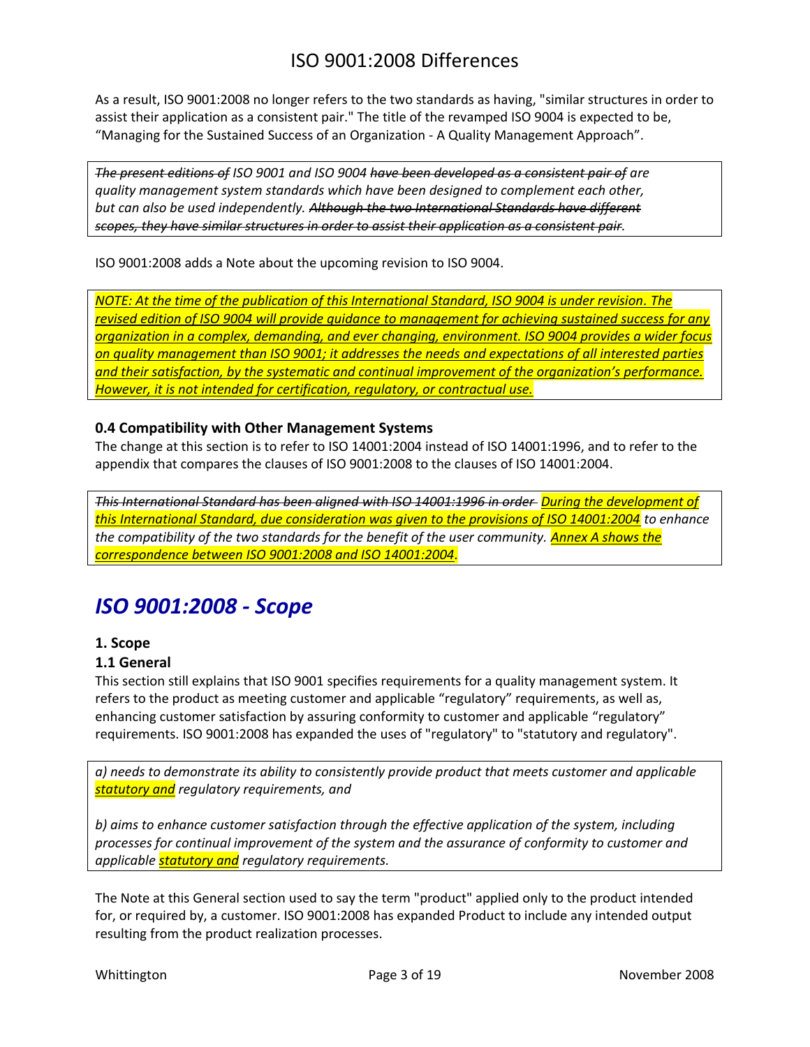As a result, ISO 9001:2008 no longer refers to the two standards as having, "similar structures in order to assist their application as a consistent pair." The title of the revamped ISO 9004 is expected to be, “Managing for the Sustained Success of an Organization - A Quality Management Approach”.

> *~~The present editions of~~ ISO 9001 and ISO 9004 ~~have been developed as a consistent pair of~~ are quality management system standards which have been designed to complement each other, but can also be used independently. ~~Although the two International Standards have different scopes, they have similar structures in order to assist their application as a consistent pair.~~*

ISO 9001:2008 adds a Note about the upcoming revision to ISO 9004.

> *<u>NOTE: At the time of the publication of this International Standard, ISO 9004 is under revision. The revised edition of ISO 9004 will provide guidance to management for achieving sustained success for any organization in a complex, demanding, and ever changing, environment. ISO 9004 provides a wider focus on quality management than ISO 9001; it addresses the needs and expectations of all interested parties and their satisfaction, by the systematic and continual improvement of the organization's performance. However, it is not intended for certification, regulatory, or contractual use.</u>*

### 0.4 Compatibility with Other Management Systems

The change at this section is to refer to ISO 14001:2004 instead of ISO 14001:1996, and to refer to the appendix that compares the clauses of ISO 9001:2008 to the clauses of ISO 14001:2004.

> *~~This International Standard has been aligned with ISO 14001:1996 in order~~ <u>During the development of this International Standard, due consideration was given to the provisions of ISO 14001:2004</u> to enhance the compatibility of the two standards for the benefit of the user community. <u>Annex A shows the correspondence between ISO 9001:2008 and ISO 14001:2004</u>.*

## *ISO 9001:2008 - Scope*

### 1. Scope

### 1.1 General

This section still explains that ISO 9001 specifies requirements for a quality management system. It refers to the product as meeting customer and applicable “regulatory” requirements, as well as, enhancing customer satisfaction by assuring conformity to customer and applicable “regulatory” requirements. ISO 9001:2008 has expanded the uses of "regulatory" to "statutory and regulatory".

> *a) needs to demonstrate its ability to consistently provide product that meets customer and applicable <u>statutory and</u> regulatory requirements, and*
>
> *b) aims to enhance customer satisfaction through the effective application of the system, including processes for continual improvement of the system and the assurance of conformity to customer and applicable <u>statutory and</u> regulatory requirements.*

The Note at this General section used to say the term "product" applied only to the product intended for, or required by, a customer. ISO 9001:2008 has expanded Product to include any intended output resulting from the product realization processes.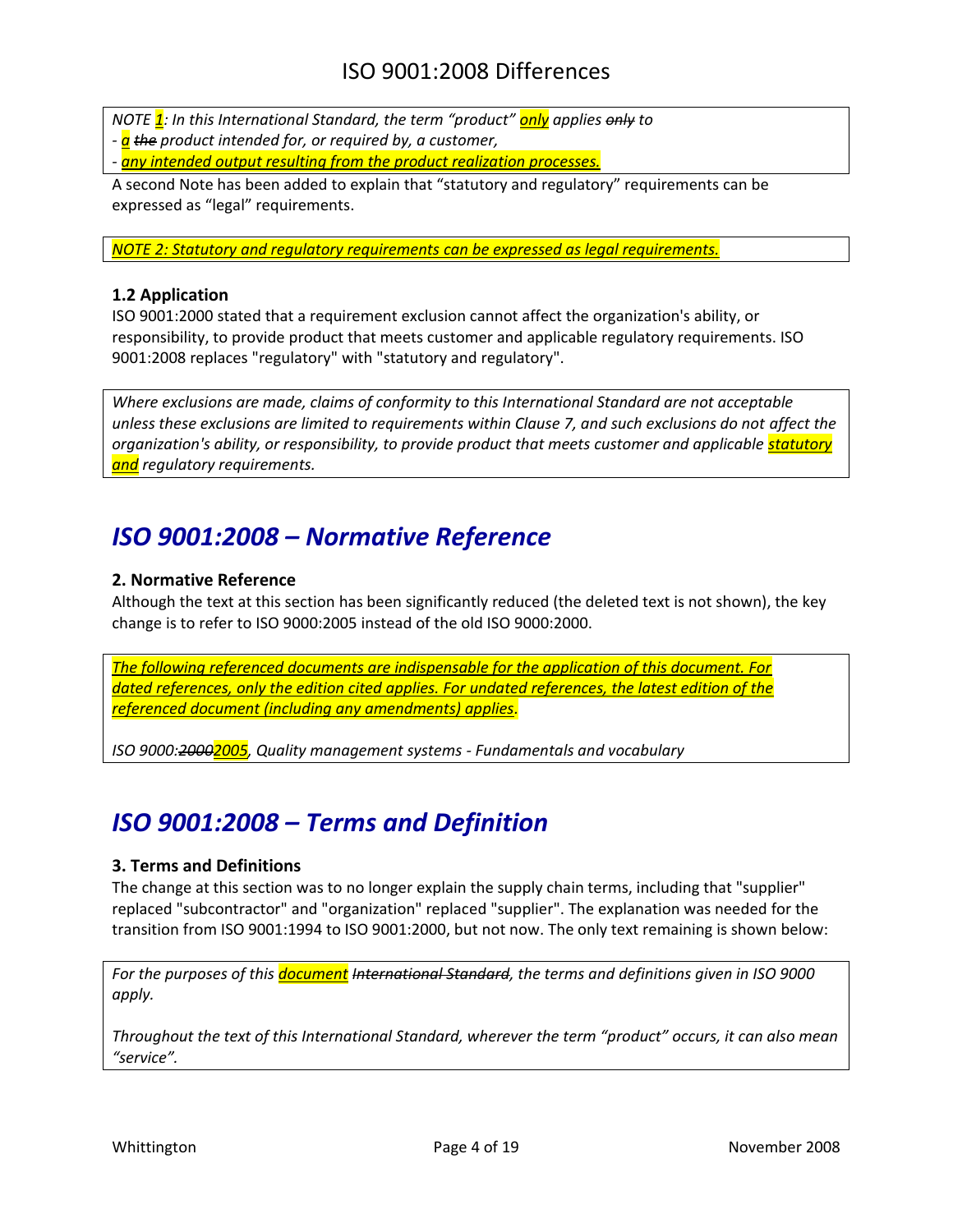*NOTE 1: In this International Standard, the term "product" only applies ~~only~~ to*
*- a ~~the~~ product intended for, or required by, a customer,*
*- any intended output resulting from the product realization processes.*

A second Note has been added to explain that "statutory and regulatory" requirements can be expressed as "legal" requirements.

*NOTE 2: Statutory and regulatory requirements can be expressed as legal requirements.*

### 1.2 Application

ISO 9001:2000 stated that a requirement exclusion cannot affect the organization's ability, or responsibility, to provide product that meets customer and applicable regulatory requirements. ISO 9001:2008 replaces "regulatory" with "statutory and regulatory".

*Where exclusions are made, claims of conformity to this International Standard are not acceptable unless these exclusions are limited to requirements within Clause 7, and such exclusions do not affect the organization's ability, or responsibility, to provide product that meets customer and applicable statutory and regulatory requirements.*

## *ISO 9001:2008 – Normative Reference*

### 2. Normative Reference

Although the text at this section has been significantly reduced (the deleted text is not shown), the key change is to refer to ISO 9000:2005 instead of the old ISO 9000:2000.

*The following referenced documents are indispensable for the application of this document. For dated references, only the edition cited applies. For undated references, the latest edition of the referenced document (including any amendments) applies.*

*ISO 9000:~~2000~~2005, Quality management systems - Fundamentals and vocabulary*

## *ISO 9001:2008 – Terms and Definition*

### 3. Terms and Definitions

The change at this section was to no longer explain the supply chain terms, including that "supplier" replaced "subcontractor" and "organization" replaced "supplier". The explanation was needed for the transition from ISO 9001:1994 to ISO 9001:2000, but not now. The only text remaining is shown below:

*For the purposes of this document ~~International Standard~~, the terms and definitions given in ISO 9000 apply.*

*Throughout the text of this International Standard, wherever the term "product" occurs, it can also mean "service".*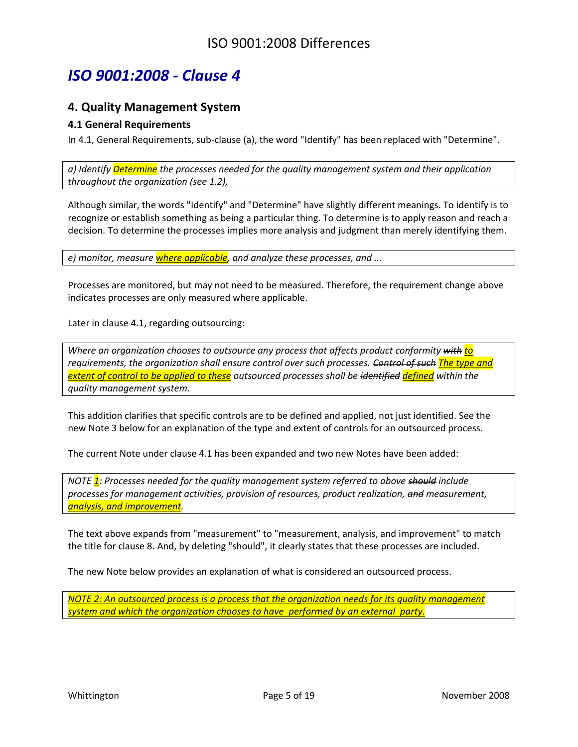# *ISO 9001:2008 - Clause 4*

## 4. Quality Management System

### 4.1 General Requirements

In 4.1, General Requirements, sub-clause (a), the word "Identify" has been replaced with "Determine".

> *a) ~~Identify~~ Determine the processes needed for the quality management system and their application throughout the organization (see 1.2),*

Although similar, the words "Identify" and "Determine" have slightly different meanings. To identify is to recognize or establish something as being a particular thing. To determine is to apply reason and reach a decision. To determine the processes implies more analysis and judgment than merely identifying them.

> *e) monitor, measure where applicable, and analyze these processes, and ...*

Processes are monitored, but may not need to be measured. Therefore, the requirement change above indicates processes are only measured where applicable.

Later in clause 4.1, regarding outsourcing:

> *Where an organization chooses to outsource any process that affects product conformity ~~with~~ to requirements, the organization shall ensure control over such processes. ~~Control of such~~ The type and extent of control to be applied to these outsourced processes shall be ~~identified~~ defined within the quality management system.*

This addition clarifies that specific controls are to be defined and applied, not just identified. See the new Note 3 below for an explanation of the type and extent of controls for an outsourced process.

The current Note under clause 4.1 has been expanded and two new Notes have been added:

> *NOTE 1: Processes needed for the quality management system referred to above ~~should~~ include processes for management activities, provision of resources, product realization, ~~and~~ measurement, analysis, and improvement.*

The text above expands from "measurement" to "measurement, analysis, and improvement" to match the title for clause 8. And, by deleting "should", it clearly states that these processes are included.

The new Note below provides an explanation of what is considered an outsourced process.

> *NOTE 2: An outsourced process is a process that the organization needs for its quality management system and which the organization chooses to have performed by an external party.*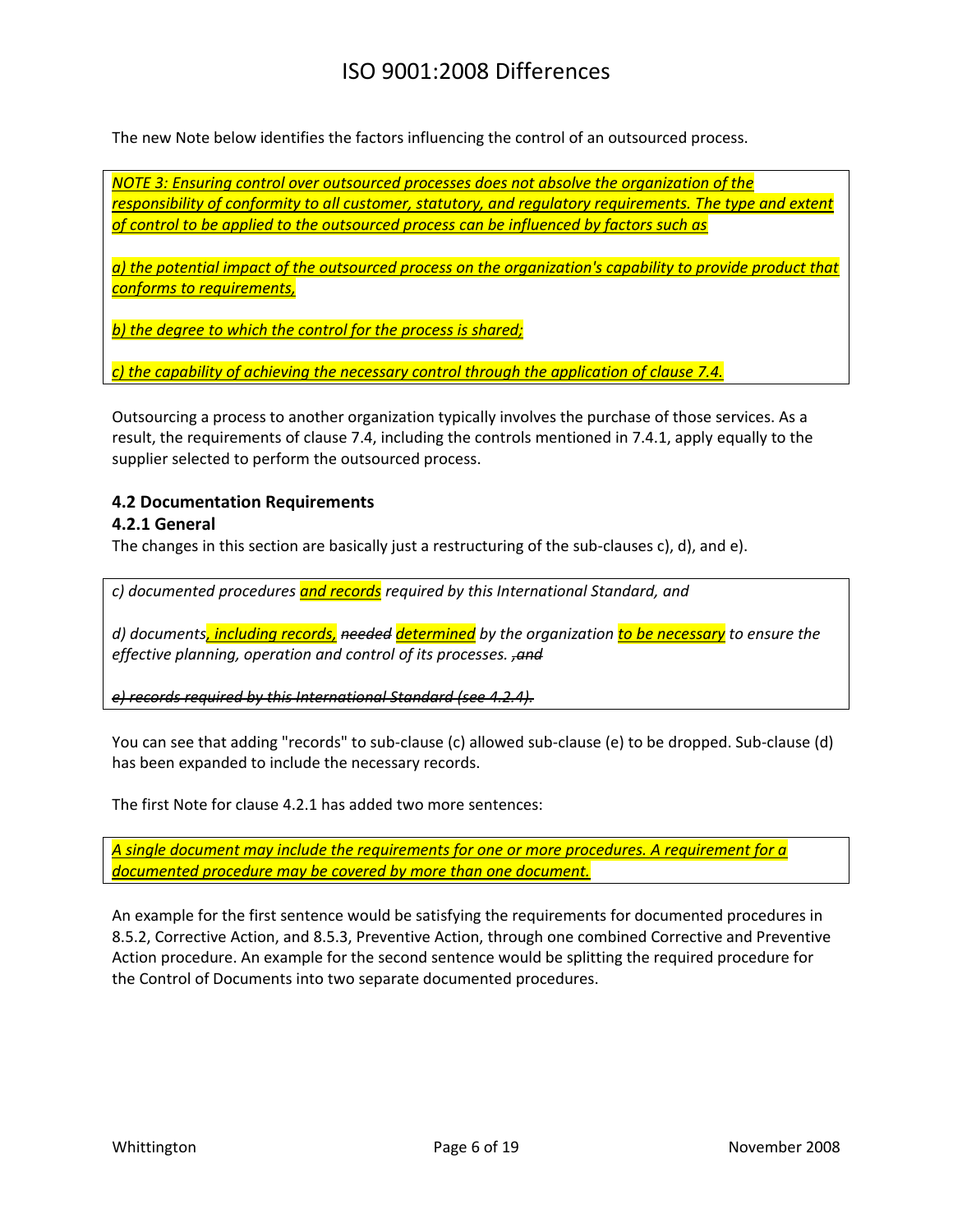The new Note below identifies the factors influencing the control of an outsourced process.

> *NOTE 3: Ensuring control over outsourced processes does not absolve the organization of the responsibility of conformity to all customer, statutory, and regulatory requirements. The type and extent of control to be applied to the outsourced process can be influenced by factors such as*
>
> *a) the potential impact of the outsourced process on the organization's capability to provide product that conforms to requirements,*
>
> *b) the degree to which the control for the process is shared;*
>
> *c) the capability of achieving the necessary control through the application of clause 7.4.*

Outsourcing a process to another organization typically involves the purchase of those services. As a result, the requirements of clause 7.4, including the controls mentioned in 7.4.1, apply equally to the supplier selected to perform the outsourced process.

### 4.2 Documentation Requirements

#### 4.2.1 General

The changes in this section are basically just a restructuring of the sub-clauses c), d), and e).

> *c) documented procedures and records required by this International Standard, and*
>
> *d) documents, including records, ~~needed~~ determined by the organization to be necessary to ensure the effective planning, operation and control of its processes. ~~, and~~*
>
> ~~*e) records required by this International Standard (see 4.2.4).*~~

You can see that adding "records" to sub-clause (c) allowed sub-clause (e) to be dropped. Sub-clause (d) has been expanded to include the necessary records.

The first Note for clause 4.2.1 has added two more sentences:

> *A single document may include the requirements for one or more procedures. A requirement for a documented procedure may be covered by more than one document.*

An example for the first sentence would be satisfying the requirements for documented procedures in 8.5.2, Corrective Action, and 8.5.3, Preventive Action, through one combined Corrective and Preventive Action procedure. An example for the second sentence would be splitting the required procedure for the Control of Documents into two separate documented procedures.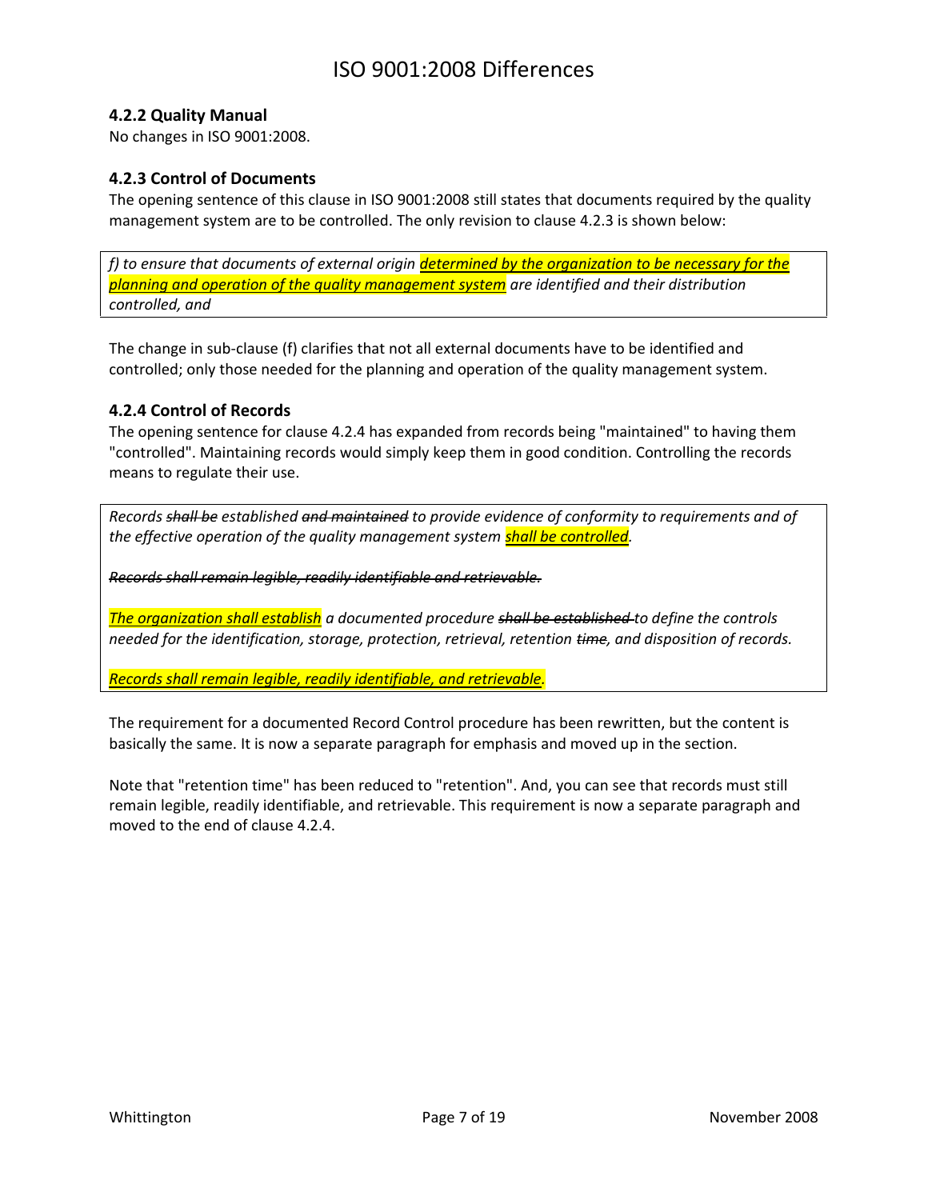### 4.2.2 Quality Manual

No changes in ISO 9001:2008.

### 4.2.3 Control of Documents

The opening sentence of this clause in ISO 9001:2008 still states that documents required by the quality management system are to be controlled. The only revision to clause 4.2.3 is shown below:

> *f) to ensure that documents of external origin <ins>determined by the organization to be necessary for the planning and operation of the quality management system</ins> are identified and their distribution controlled, and*

The change in sub-clause (f) clarifies that not all external documents have to be identified and controlled; only those needed for the planning and operation of the quality management system.

### 4.2.4 Control of Records

The opening sentence for clause 4.2.4 has expanded from records being "maintained" to having them "controlled". Maintaining records would simply keep them in good condition. Controlling the records means to regulate their use.

> *Records ~~shall be~~ established ~~and maintained~~ to provide evidence of conformity to requirements and of the effective operation of the quality management system <ins>shall be controlled</ins>.*
>
> *~~Records shall remain legible, readily identifiable and retrievable.~~*
>
> *<ins>The organization shall establish</ins> a documented procedure ~~shall be established~~ to define the controls needed for the identification, storage, protection, retrieval, retention ~~time~~, and disposition of records.*
>
> *<ins>Records shall remain legible, readily identifiable, and retrievable</ins>.*

The requirement for a documented Record Control procedure has been rewritten, but the content is basically the same. It is now a separate paragraph for emphasis and moved up in the section.

Note that "retention time" has been reduced to "retention". And, you can see that records must still remain legible, readily identifiable, and retrievable. This requirement is now a separate paragraph and moved to the end of clause 4.2.4.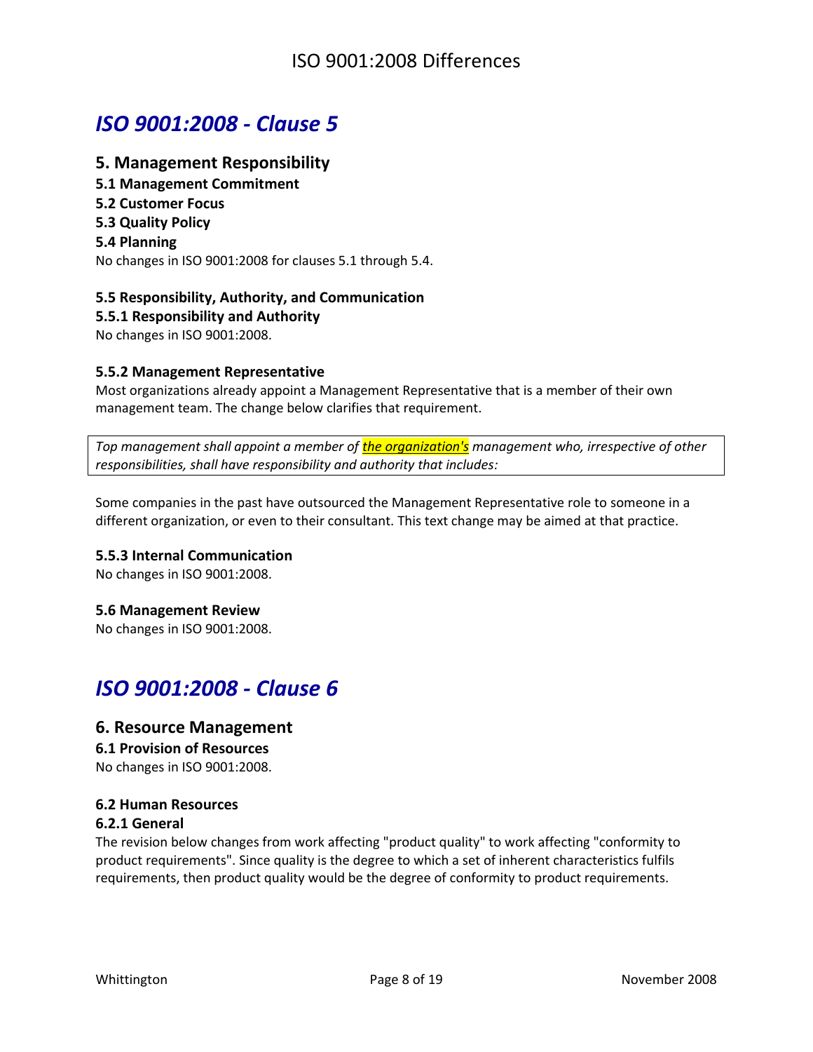# *ISO 9001:2008 - Clause 5*

## 5. Management Responsibility

**5.1 Management Commitment**

**5.2 Customer Focus**

**5.3 Quality Policy**

**5.4 Planning**

No changes in ISO 9001:2008 for clauses 5.1 through 5.4.

### 5.5 Responsibility, Authority, and Communication

**5.5.1 Responsibility and Authority**

No changes in ISO 9001:2008.

**5.5.2 Management Representative**

Most organizations already appoint a Management Representative that is a member of their own management team. The change below clarifies that requirement.

> *Top management shall appoint a member of* ***the organization's*** *management who, irrespective of other responsibilities, shall have responsibility and authority that includes:*

Some companies in the past have outsourced the Management Representative role to someone in a different organization, or even to their consultant. This text change may be aimed at that practice.

**5.5.3 Internal Communication**

No changes in ISO 9001:2008.

### 5.6 Management Review

No changes in ISO 9001:2008.

# *ISO 9001:2008 - Clause 6*

## 6. Resource Management

**6.1 Provision of Resources**

No changes in ISO 9001:2008.

### 6.2 Human Resources

**6.2.1 General**

The revision below changes from work affecting "product quality" to work affecting "conformity to product requirements". Since quality is the degree to which a set of inherent characteristics fulfils requirements, then product quality would be the degree of conformity to product requirements.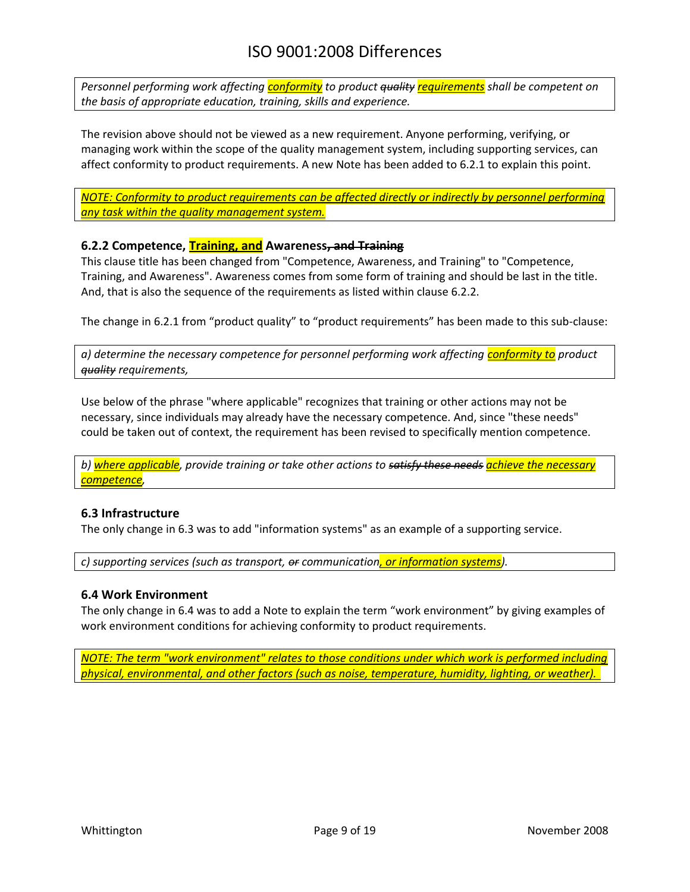*Personnel performing work affecting conformity to product ~~quality~~ requirements shall be competent on the basis of appropriate education, training, skills and experience.*

The revision above should not be viewed as a new requirement. Anyone performing, verifying, or managing work within the scope of the quality management system, including supporting services, can affect conformity to product requirements. A new Note has been added to 6.2.1 to explain this point.

*NOTE: Conformity to product requirements can be affected directly or indirectly by personnel performing any task within the quality management system.*

### 6.2.2 Competence, Training, and Awareness~~, and Training~~

This clause title has been changed from "Competence, Awareness, and Training" to "Competence, Training, and Awareness". Awareness comes from some form of training and should be last in the title. And, that is also the sequence of the requirements as listed within clause 6.2.2.

The change in 6.2.1 from "product quality" to "product requirements" has been made to this sub-clause:

*a) determine the necessary competence for personnel performing work affecting conformity to product ~~quality~~ requirements,*

Use below of the phrase "where applicable" recognizes that training or other actions may not be necessary, since individuals may already have the necessary competence. And, since "these needs" could be taken out of context, the requirement has been revised to specifically mention competence.

*b) where applicable, provide training or take other actions to ~~satisfy these needs~~ achieve the necessary competence,*

### 6.3 Infrastructure

The only change in 6.3 was to add "information systems" as an example of a supporting service.

*c) supporting services (such as transport, ~~or~~ communication, or information systems).*

### 6.4 Work Environment

The only change in 6.4 was to add a Note to explain the term "work environment" by giving examples of work environment conditions for achieving conformity to product requirements.

*NOTE: The term "work environment" relates to those conditions under which work is performed including physical, environmental, and other factors (such as noise, temperature, humidity, lighting, or weather).*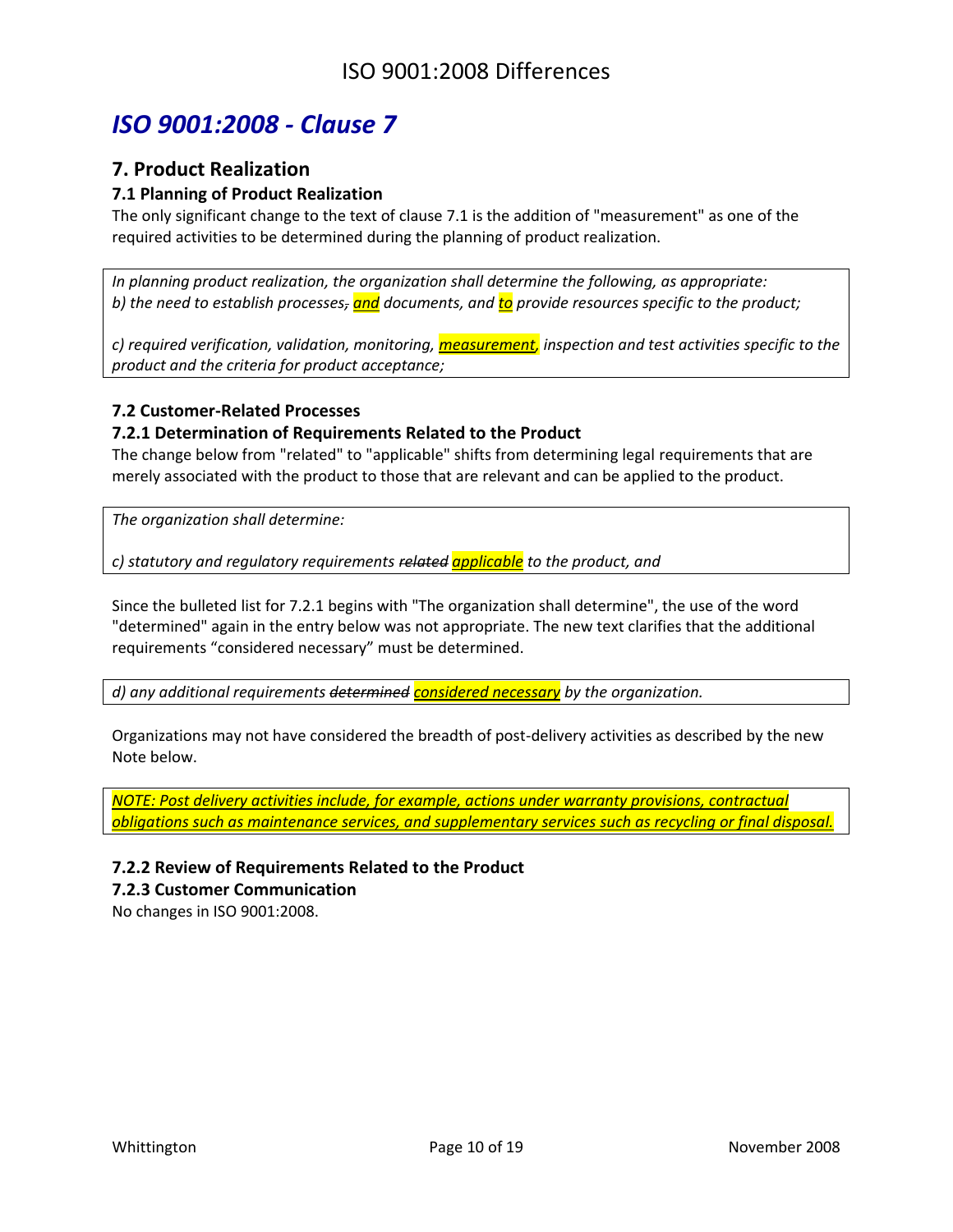# ISO 9001:2008 - Clause 7

## 7. Product Realization

### 7.1 Planning of Product Realization

The only significant change to the text of clause 7.1 is the addition of "measurement" as one of the required activities to be determined during the planning of product realization.

> *In planning product realization, the organization shall determine the following, as appropriate:*
> *b) the need to establish processes, ~~,~~ and documents, and to provide resources specific to the product;*
>
> *c) required verification, validation, monitoring, measurement, inspection and test activities specific to the product and the criteria for product acceptance;*

### 7.2 Customer-Related Processes

### 7.2.1 Determination of Requirements Related to the Product

The change below from "related" to "applicable" shifts from determining legal requirements that are merely associated with the product to those that are relevant and can be applied to the product.

> *The organization shall determine:*
>
> *c) statutory and regulatory requirements ~~related~~ applicable to the product, and*

Since the bulleted list for 7.2.1 begins with "The organization shall determine", the use of the word "determined" again in the entry below was not appropriate. The new text clarifies that the additional requirements "considered necessary" must be determined.

> *d) any additional requirements ~~determined~~ considered necessary by the organization.*

Organizations may not have considered the breadth of post-delivery activities as described by the new Note below.

> *NOTE: Post delivery activities include, for example, actions under warranty provisions, contractual obligations such as maintenance services, and supplementary services such as recycling or final disposal.*

### 7.2.2 Review of Requirements Related to the Product

### 7.2.3 Customer Communication

No changes in ISO 9001:2008.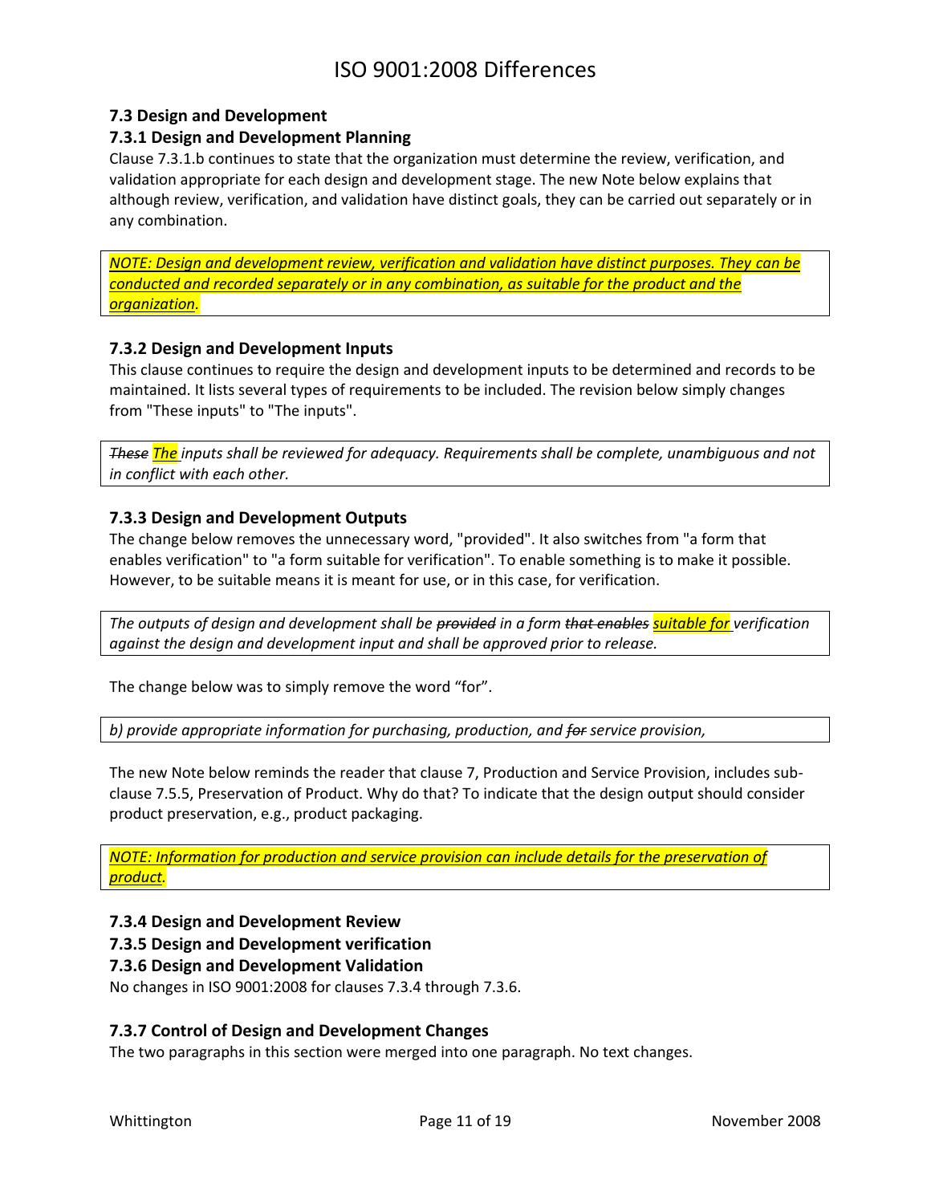### 7.3 Design and Development

### 7.3.1 Design and Development Planning

Clause 7.3.1.b continues to state that the organization must determine the review, verification, and validation appropriate for each design and development stage. The new Note below explains that although review, verification, and validation have distinct goals, they can be carried out separately or in any combination.

> *<u>NOTE: Design and development review, verification and validation have distinct purposes. They can be conducted and recorded separately or in any combination, as suitable for the product and the organization</u>.*

### 7.3.2 Design and Development Inputs

This clause continues to require the design and development inputs to be determined and records to be maintained. It lists several types of requirements to be included. The revision below simply changes from "These inputs" to "The inputs".

> *~~These~~ <u>The</u> inputs shall be reviewed for adequacy. Requirements shall be complete, unambiguous and not in conflict with each other.*

### 7.3.3 Design and Development Outputs

The change below removes the unnecessary word, "provided". It also switches from "a form that enables verification" to "a form suitable for verification". To enable something is to make it possible. However, to be suitable means it is meant for use, or in this case, for verification.

> *The outputs of design and development shall be ~~provided~~ in a form ~~that enables~~ <u>suitable for</u> verification against the design and development input and shall be approved prior to release.*

The change below was to simply remove the word "for".

> *b) provide appropriate information for purchasing, production, and ~~for~~ service provision,*

The new Note below reminds the reader that clause 7, Production and Service Provision, includes sub-clause 7.5.5, Preservation of Product. Why do that? To indicate that the design output should consider product preservation, e.g., product packaging.

> *<u>NOTE: Information for production and service provision can include details for the preservation of product</u>.*

### 7.3.4 Design and Development Review

### 7.3.5 Design and Development verification

### 7.3.6 Design and Development Validation

No changes in ISO 9001:2008 for clauses 7.3.4 through 7.3.6.

### 7.3.7 Control of Design and Development Changes

The two paragraphs in this section were merged into one paragraph. No text changes.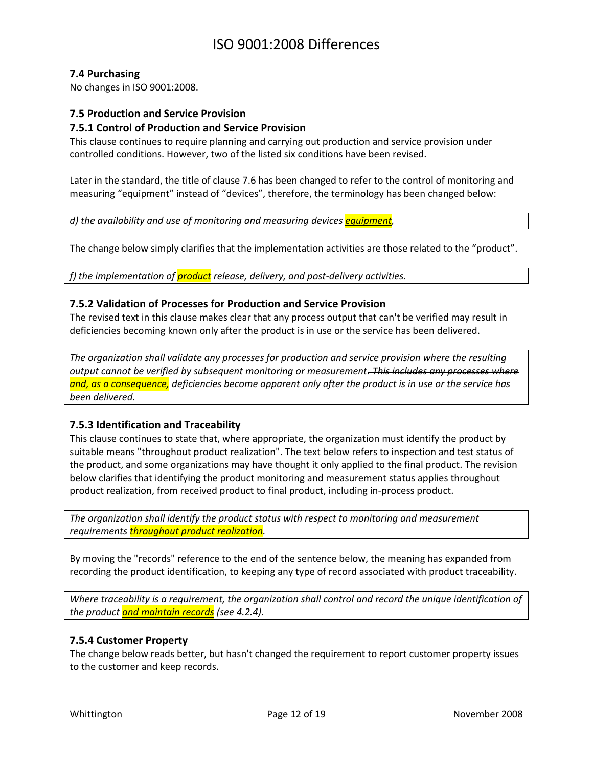### 7.4 Purchasing

No changes in ISO 9001:2008.

### 7.5 Production and Service Provision

#### 7.5.1 Control of Production and Service Provision

This clause continues to require planning and carrying out production and service provision under controlled conditions. However, two of the listed six conditions have been revised.

Later in the standard, the title of clause 7.6 has been changed to refer to the control of monitoring and measuring "equipment" instead of "devices", therefore, the terminology has been changed below:

> *d) the availability and use of monitoring and measuring ~~devices~~ equipment,*

The change below simply clarifies that the implementation activities are those related to the "product".

> *f) the implementation of product release, delivery, and post-delivery activities.*

#### 7.5.2 Validation of Processes for Production and Service Provision

The revised text in this clause makes clear that any process output that can't be verified may result in deficiencies becoming known only after the product is in use or the service has been delivered.

> *The organization shall validate any processes for production and service provision where the resulting output cannot be verified by subsequent monitoring or measurement~~. This includes any processes where~~ and, as a consequence, deficiencies become apparent only after the product is in use or the service has been delivered.*

#### 7.5.3 Identification and Traceability

This clause continues to state that, where appropriate, the organization must identify the product by suitable means "throughout product realization". The text below refers to inspection and test status of the product, and some organizations may have thought it only applied to the final product. The revision below clarifies that identifying the product monitoring and measurement status applies throughout product realization, from received product to final product, including in-process product.

> *The organization shall identify the product status with respect to monitoring and measurement requirements throughout product realization.*

By moving the "records" reference to the end of the sentence below, the meaning has expanded from recording the product identification, to keeping any type of record associated with product traceability.

> *Where traceability is a requirement, the organization shall control ~~and record~~ the unique identification of the product and maintain records (see 4.2.4).*

#### 7.5.4 Customer Property

The change below reads better, but hasn't changed the requirement to report customer property issues to the customer and keep records.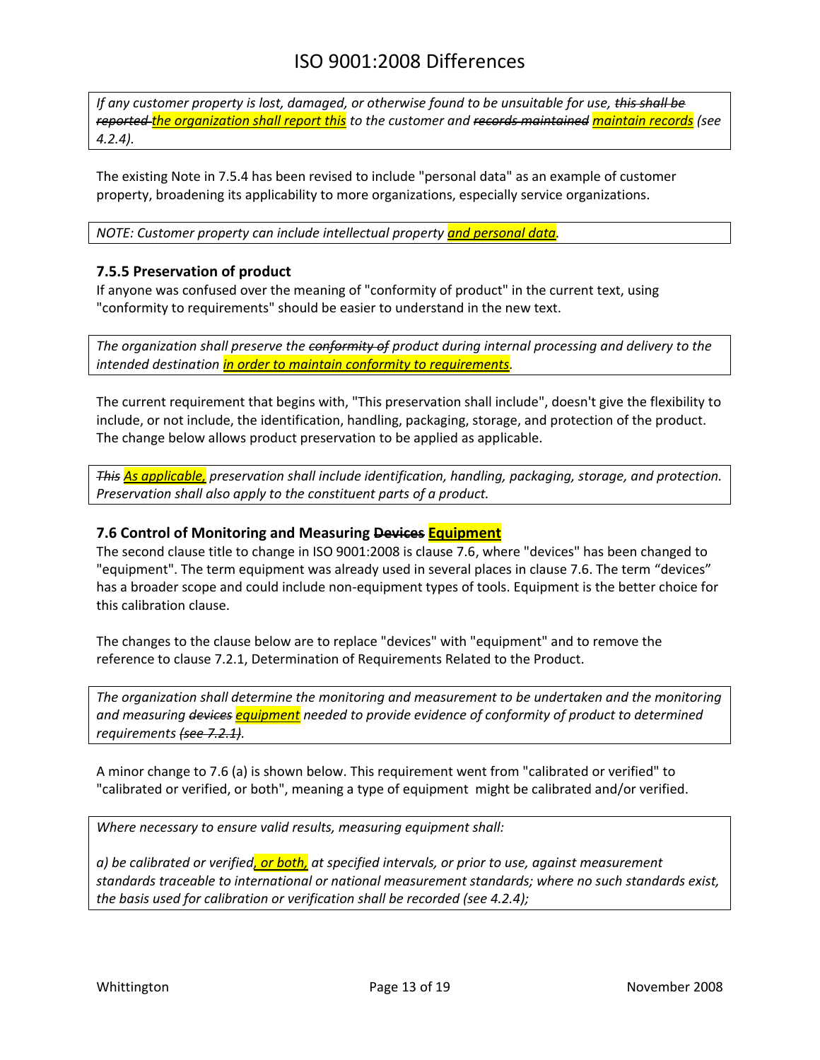*If any customer property is lost, damaged, or otherwise found to be unsuitable for use, ~~this shall be reported~~ <u>the organization shall report this</u> to the customer and ~~records maintained~~ <u>maintain records</u> (see 4.2.4).*

The existing Note in 7.5.4 has been revised to include "personal data" as an example of customer property, broadening its applicability to more organizations, especially service organizations.

*NOTE: Customer property can include intellectual property <u>and personal data</u>.*

### 7.5.5 Preservation of product

If anyone was confused over the meaning of "conformity of product" in the current text, using "conformity to requirements" should be easier to understand in the new text.

*The organization shall preserve the ~~conformity of~~ product during internal processing and delivery to the intended destination <u>in order to maintain conformity to requirements</u>.*

The current requirement that begins with, "This preservation shall include", doesn't give the flexibility to include, or not include, the identification, handling, packaging, storage, and protection of the product. The change below allows product preservation to be applied as applicable.

*~~This~~ <u>As applicable,</u> preservation shall include identification, handling, packaging, storage, and protection. Preservation shall also apply to the constituent parts of a product.*

### 7.6 Control of Monitoring and Measuring ~~Devices~~ <u>Equipment</u>

The second clause title to change in ISO 9001:2008 is clause 7.6, where "devices" has been changed to "equipment". The term equipment was already used in several places in clause 7.6. The term "devices" has a broader scope and could include non-equipment types of tools. Equipment is the better choice for this calibration clause.

The changes to the clause below are to replace "devices" with "equipment" and to remove the reference to clause 7.2.1, Determination of Requirements Related to the Product.

*The organization shall determine the monitoring and measurement to be undertaken and the monitoring and measuring ~~devices~~ <u>equipment</u> needed to provide evidence of conformity of product to determined requirements ~~(see 7.2.1)~~.*

A minor change to 7.6 (a) is shown below. This requirement went from "calibrated or verified" to "calibrated or verified, or both", meaning a type of equipment might be calibrated and/or verified.

*Where necessary to ensure valid results, measuring equipment shall:*

*a) be calibrated or verified<u>, or both,</u> at specified intervals, or prior to use, against measurement standards traceable to international or national measurement standards; where no such standards exist, the basis used for calibration or verification shall be recorded (see 4.2.4);*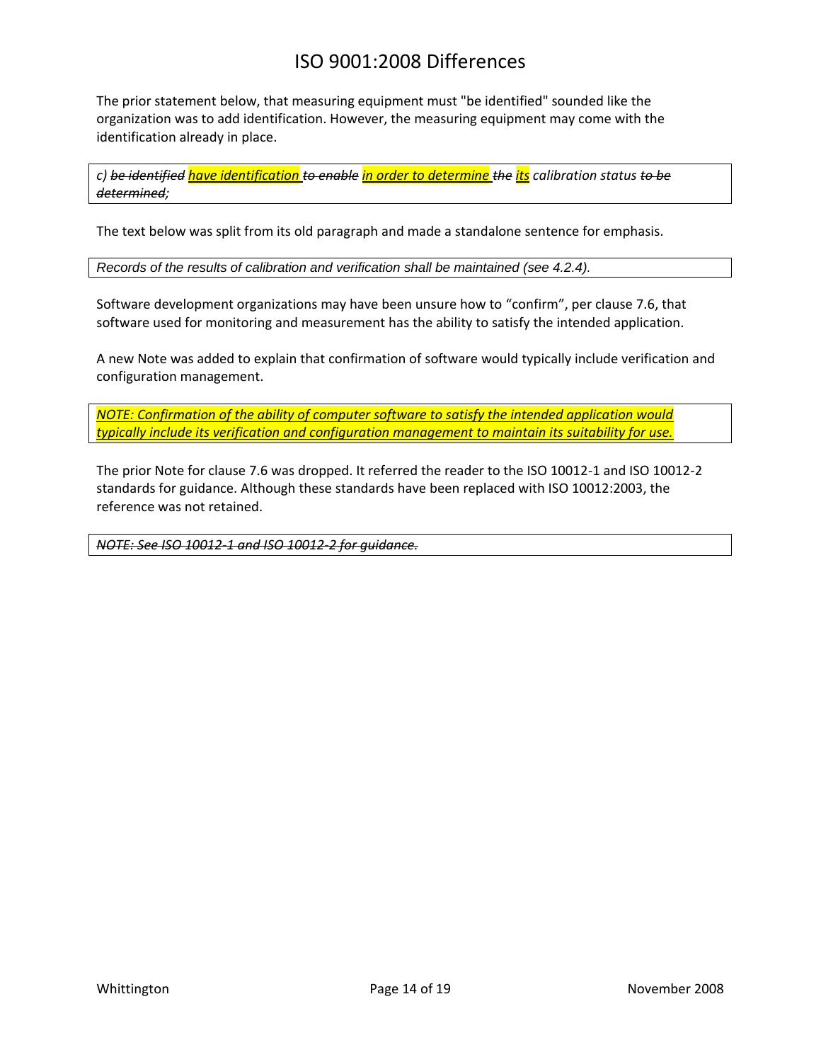The prior statement below, that measuring equipment must "be identified" sounded like the organization was to add identification. However, the measuring equipment may come with the identification already in place.

> *c) ~~be identified~~ <u>have identification</u> ~~to enable~~ <u>in order to determine</u> ~~the~~ <u>its</u> calibration status ~~to be determined~~;*

The text below was split from its old paragraph and made a standalone sentence for emphasis.

> *Records of the results of calibration and verification shall be maintained (see 4.2.4).*

Software development organizations may have been unsure how to "confirm", per clause 7.6, that software used for monitoring and measurement has the ability to satisfy the intended application.

A new Note was added to explain that confirmation of software would typically include verification and configuration management.

> *<u>NOTE: Confirmation of the ability of computer software to satisfy the intended application would typically include its verification and configuration management to maintain its suitability for use.</u>*

The prior Note for clause 7.6 was dropped. It referred the reader to the ISO 10012-1 and ISO 10012-2 standards for guidance. Although these standards have been replaced with ISO 10012:2003, the reference was not retained.

> *~~NOTE: See ISO 10012-1 and ISO 10012-2 for guidance.~~*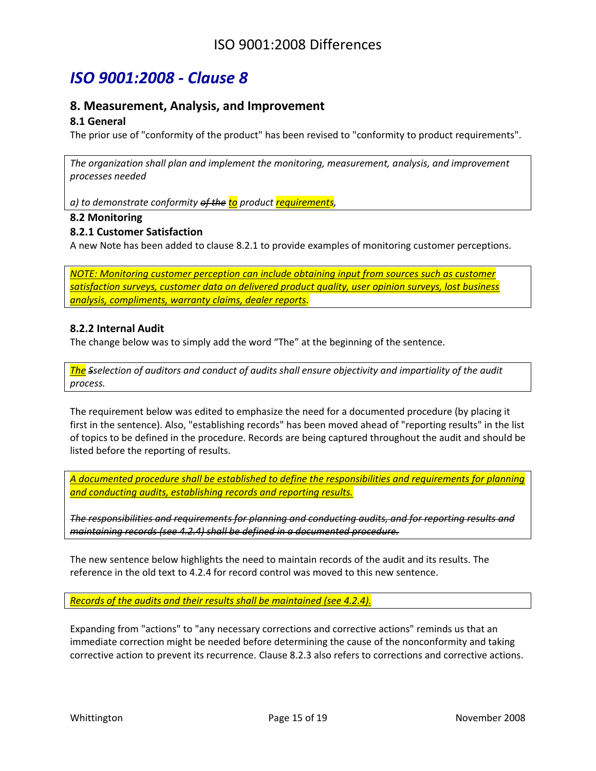# *ISO 9001:2008 - Clause 8*

## 8. Measurement, Analysis, and Improvement

### 8.1 General

The prior use of "conformity of the product" has been revised to "conformity to product requirements".

> *The organization shall plan and implement the monitoring, measurement, analysis, and improvement processes needed*
>
> *a) to demonstrate conformity ~~of the~~ to product requirements,*

### 8.2 Monitoring

### 8.2.1 Customer Satisfaction

A new Note has been added to clause 8.2.1 to provide examples of monitoring customer perceptions.

> *NOTE: Monitoring customer perception can include obtaining input from sources such as customer satisfaction surveys, customer data on delivered product quality, user opinion surveys, lost business analysis, compliments, warranty claims, dealer reports.*

### 8.2.2 Internal Audit

The change below was to simply add the word "The" at the beginning of the sentence.

> *The ~~S~~selection of auditors and conduct of audits shall ensure objectivity and impartiality of the audit process.*

The requirement below was edited to emphasize the need for a documented procedure (by placing it first in the sentence). Also, "establishing records" has been moved ahead of "reporting results" in the list of topics to be defined in the procedure. Records are being captured throughout the audit and should be listed before the reporting of results.

> *A documented procedure shall be established to define the responsibilities and requirements for planning and conducting audits, establishing records and reporting results.*
>
> *~~The responsibilities and requirements for planning and conducting audits, and for reporting results and maintaining records (see 4.2.4) shall be defined in a documented procedure.~~*

The new sentence below highlights the need to maintain records of the audit and its results. The reference in the old text to 4.2.4 for record control was moved to this new sentence.

> *Records of the audits and their results shall be maintained (see 4.2.4).*

Expanding from "actions" to "any necessary corrections and corrective actions" reminds us that an immediate correction might be needed before determining the cause of the nonconformity and taking corrective action to prevent its recurrence. Clause 8.2.3 also refers to corrections and corrective actions.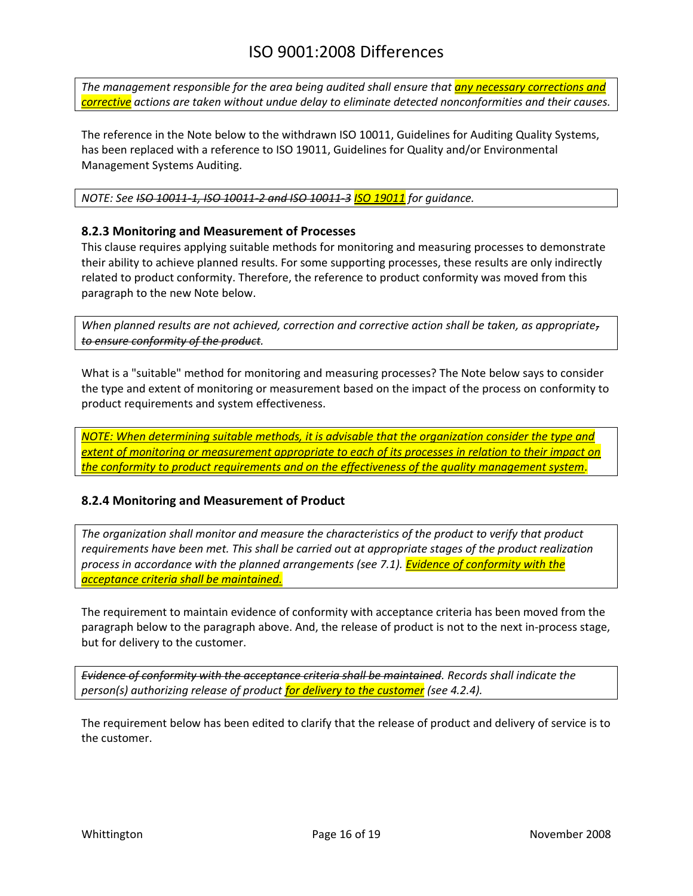*The management responsible for the area being audited shall ensure that any necessary corrections and corrective actions are taken without undue delay to eliminate detected nonconformities and their causes.*

The reference in the Note below to the withdrawn ISO 10011, Guidelines for Auditing Quality Systems, has been replaced with a reference to ISO 19011, Guidelines for Quality and/or Environmental Management Systems Auditing.

*NOTE: See ~~ISO 10011-1, ISO 10011-2 and ISO 10011-3~~ ISO 19011 for guidance.*

### 8.2.3 Monitoring and Measurement of Processes

This clause requires applying suitable methods for monitoring and measuring processes to demonstrate their ability to achieve planned results. For some supporting processes, these results are only indirectly related to product conformity. Therefore, the reference to product conformity was moved from this paragraph to the new Note below.

*When planned results are not achieved, correction and corrective action shall be taken, as appropriate~~, to ensure conformity of the product~~.*

What is a "suitable" method for monitoring and measuring processes? The Note below says to consider the type and extent of monitoring or measurement based on the impact of the process on conformity to product requirements and system effectiveness.

*NOTE: When determining suitable methods, it is advisable that the organization consider the type and extent of monitoring or measurement appropriate to each of its processes in relation to their impact on the conformity to product requirements and on the effectiveness of the quality management system.*

### 8.2.4 Monitoring and Measurement of Product

*The organization shall monitor and measure the characteristics of the product to verify that product requirements have been met. This shall be carried out at appropriate stages of the product realization process in accordance with the planned arrangements (see 7.1). Evidence of conformity with the acceptance criteria shall be maintained.*

The requirement to maintain evidence of conformity with acceptance criteria has been moved from the paragraph below to the paragraph above. And, the release of product is not to the next in-process stage, but for delivery to the customer.

*~~Evidence of conformity with the acceptance criteria shall be maintained~~. Records shall indicate the person(s) authorizing release of product for delivery to the customer (see 4.2.4).*

The requirement below has been edited to clarify that the release of product and delivery of service is to the customer.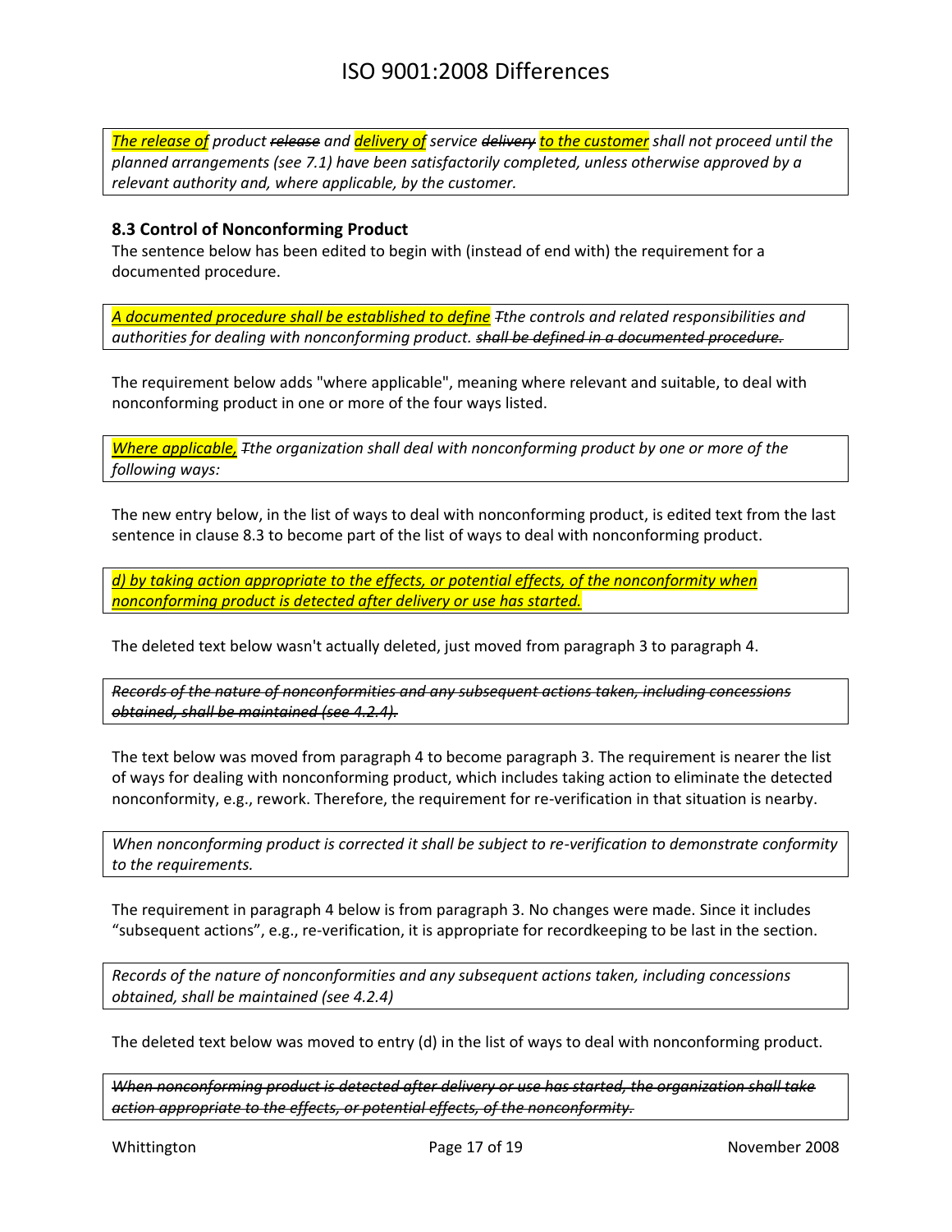*The release of product ~~release~~ and delivery of service ~~delivery~~ to the customer shall not proceed until the planned arrangements (see 7.1) have been satisfactorily completed, unless otherwise approved by a relevant authority and, where applicable, by the customer.*

### 8.3 Control of Nonconforming Product

The sentence below has been edited to begin with (instead of end with) the requirement for a documented procedure.

*A documented procedure shall be established to define ~~T~~the controls and related responsibilities and authorities for dealing with nonconforming product. ~~shall be defined in a documented procedure.~~*

The requirement below adds "where applicable", meaning where relevant and suitable, to deal with nonconforming product in one or more of the four ways listed.

*Where applicable, ~~T~~the organization shall deal with nonconforming product by one or more of the following ways:*

The new entry below, in the list of ways to deal with nonconforming product, is edited text from the last sentence in clause 8.3 to become part of the list of ways to deal with nonconforming product.

*d) by taking action appropriate to the effects, or potential effects, of the nonconformity when nonconforming product is detected after delivery or use has started.*

The deleted text below wasn't actually deleted, just moved from paragraph 3 to paragraph 4.

*~~Records of the nature of nonconformities and any subsequent actions taken, including concessions obtained, shall be maintained (see 4.2.4).~~*

The text below was moved from paragraph 4 to become paragraph 3. The requirement is nearer the list of ways for dealing with nonconforming product, which includes taking action to eliminate the detected nonconformity, e.g., rework. Therefore, the requirement for re-verification in that situation is nearby.

*When nonconforming product is corrected it shall be subject to re-verification to demonstrate conformity to the requirements.*

The requirement in paragraph 4 below is from paragraph 3. No changes were made. Since it includes "subsequent actions", e.g., re-verification, it is appropriate for recordkeeping to be last in the section.

*Records of the nature of nonconformities and any subsequent actions taken, including concessions obtained, shall be maintained (see 4.2.4)*

The deleted text below was moved to entry (d) in the list of ways to deal with nonconforming product.

*~~When nonconforming product is detected after delivery or use has started, the organization shall take action appropriate to the effects, or potential effects, of the nonconformity.~~*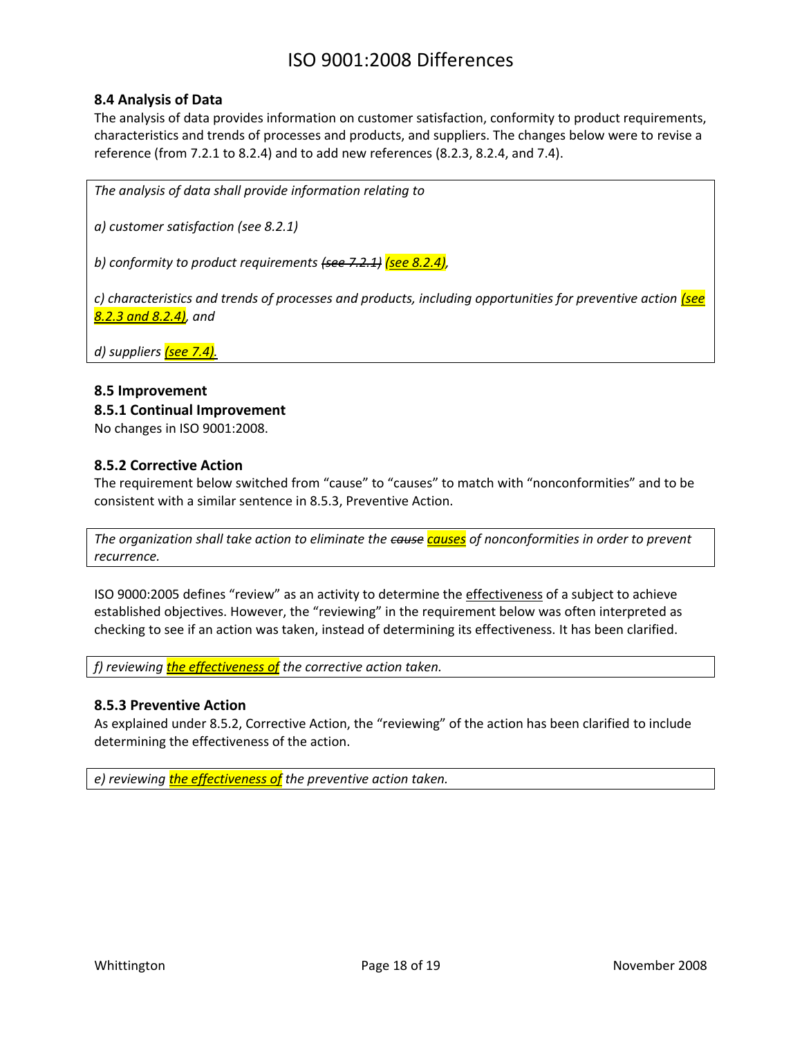### 8.4 Analysis of Data

The analysis of data provides information on customer satisfaction, conformity to product requirements, characteristics and trends of processes and products, and suppliers. The changes below were to revise a reference (from 7.2.1 to 8.2.4) and to add new references (8.2.3, 8.2.4, and 7.4).

> *The analysis of data shall provide information relating to*
>
> *a) customer satisfaction (see 8.2.1)*
>
> *b) conformity to product requirements ~~(see 7.2.1)~~ (see 8.2.4),*
>
> *c) characteristics and trends of processes and products, including opportunities for preventive action (see 8.2.3 and 8.2.4), and*
>
> *d) suppliers (see 7.4).*

### 8.5 Improvement

### 8.5.1 Continual Improvement

No changes in ISO 9001:2008.

### 8.5.2 Corrective Action

The requirement below switched from "cause" to "causes" to match with "nonconformities" and to be consistent with a similar sentence in 8.5.3, Preventive Action.

> *The organization shall take action to eliminate the ~~cause~~ causes of nonconformities in order to prevent recurrence.*

ISO 9000:2005 defines "review" as an activity to determine the effectiveness of a subject to achieve established objectives. However, the "reviewing" in the requirement below was often interpreted as checking to see if an action was taken, instead of determining its effectiveness. It has been clarified.

> *f) reviewing the effectiveness of the corrective action taken.*

### 8.5.3 Preventive Action

As explained under 8.5.2, Corrective Action, the "reviewing" of the action has been clarified to include determining the effectiveness of the action.

> *e) reviewing the effectiveness of the preventive action taken.*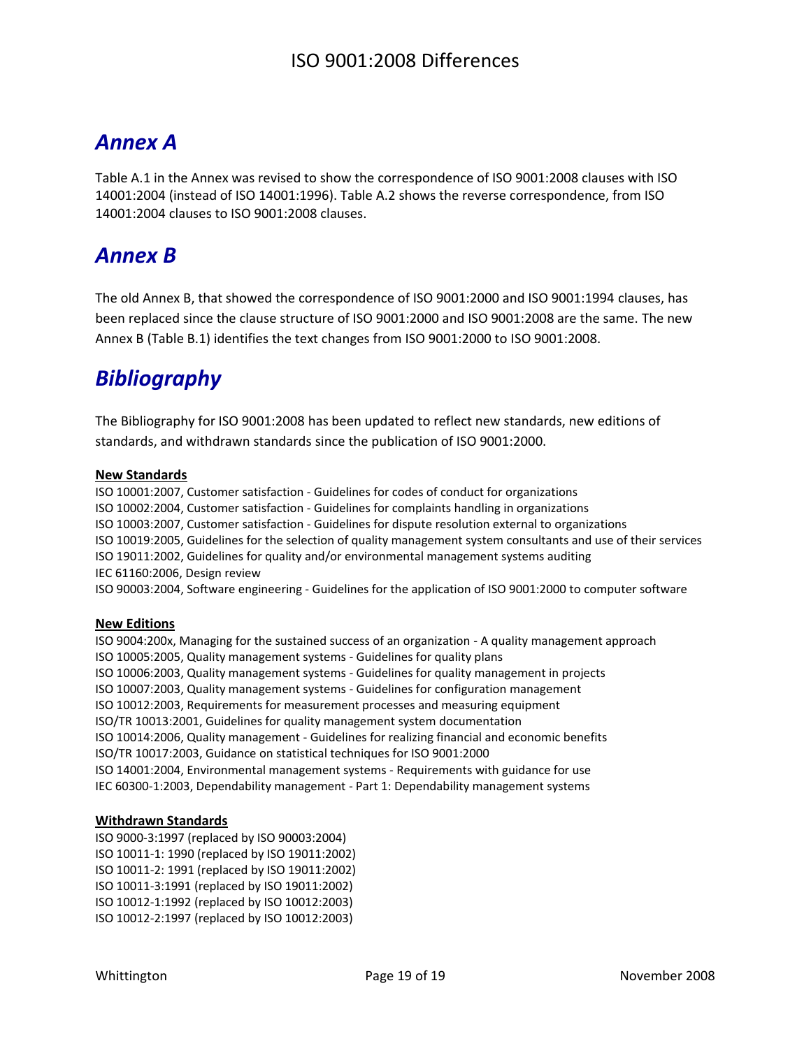## Annex A

Table A.1 in the Annex was revised to show the correspondence of ISO 9001:2008 clauses with ISO 14001:2004 (instead of ISO 14001:1996). Table A.2 shows the reverse correspondence, from ISO 14001:2004 clauses to ISO 9001:2008 clauses.

## Annex B

The old Annex B, that showed the correspondence of ISO 9001:2000 and ISO 9001:1994 clauses, has been replaced since the clause structure of ISO 9001:2000 and ISO 9001:2008 are the same. The new Annex B (Table B.1) identifies the text changes from ISO 9001:2000 to ISO 9001:2008.

## Bibliography

The Bibliography for ISO 9001:2008 has been updated to reflect new standards, new editions of standards, and withdrawn standards since the publication of ISO 9001:2000.

**New Standards**

ISO 10001:2007, Customer satisfaction - Guidelines for codes of conduct for organizations
ISO 10002:2004, Customer satisfaction - Guidelines for complaints handling in organizations
ISO 10003:2007, Customer satisfaction - Guidelines for dispute resolution external to organizations
ISO 10019:2005, Guidelines for the selection of quality management system consultants and use of their services
ISO 19011:2002, Guidelines for quality and/or environmental management systems auditing
IEC 61160:2006, Design review
ISO 90003:2004, Software engineering - Guidelines for the application of ISO 9001:2000 to computer software

**New Editions**

ISO 9004:200x, Managing for the sustained success of an organization - A quality management approach
ISO 10005:2005, Quality management systems - Guidelines for quality plans
ISO 10006:2003, Quality management systems - Guidelines for quality management in projects
ISO 10007:2003, Quality management systems - Guidelines for configuration management
ISO 10012:2003, Requirements for measurement processes and measuring equipment
ISO/TR 10013:2001, Guidelines for quality management system documentation
ISO 10014:2006, Quality management - Guidelines for realizing financial and economic benefits
ISO/TR 10017:2003, Guidance on statistical techniques for ISO 9001:2000
ISO 14001:2004, Environmental management systems - Requirements with guidance for use
IEC 60300-1:2003, Dependability management - Part 1: Dependability management systems

**Withdrawn Standards**

ISO 9000-3:1997 (replaced by ISO 90003:2004)
ISO 10011-1: 1990 (replaced by ISO 19011:2002)
ISO 10011-2: 1991 (replaced by ISO 19011:2002)
ISO 10011-3:1991 (replaced by ISO 19011:2002)
ISO 10012-1:1992 (replaced by ISO 10012:2003)
ISO 10012-2:1997 (replaced by ISO 10012:2003)